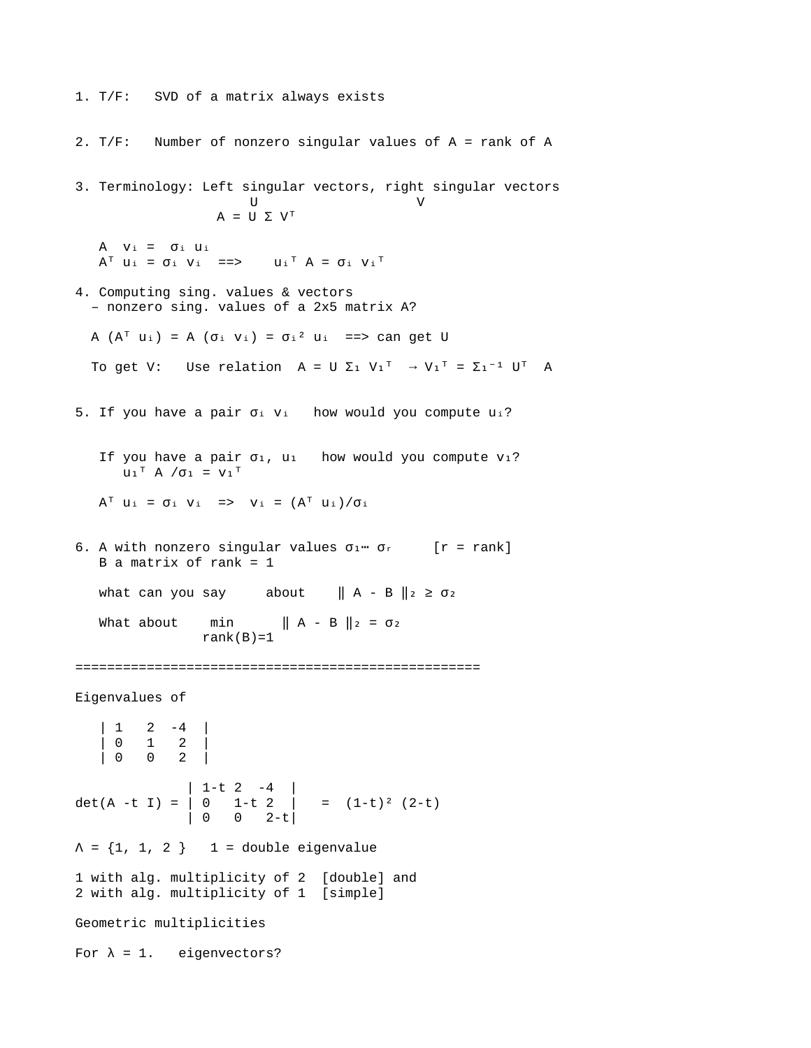1. T/F: SVD of a matrix always exists

2. T/F: Number of nonzero singular values of A = rank of A

3. Terminology: Left singular vectors, right singular vectors

   U V

   $A = U \Sigma V^T$

   $A v_i = \sigma_i u_i$

   $A^T u_i = \sigma_i v_i \implies u_i^T A = \sigma_i v_i^T$

4. Computing sing. values & vectors

   – nonzero sing. values of a 2x5 matrix A?

   $A (A^T u_i) = A (\sigma_i v_i) = \sigma_i^2 u_i \implies$ can get U

   To get V: Use relation $A = U \Sigma_1 V_1^T \rightarrow V_1^T = \Sigma_1^{-1} U^T A$

5. If you have a pair $\sigma_i$ $v_i$ how would you compute $u_i$?

   If you have a pair $\sigma_1$, $u_1$ how would you compute $v_1$?

   $u_1^T A / \sigma_1 = v_1^T$

   $A^T u_i = \sigma_i v_i \implies v_i = (A^T u_i)/\sigma_i$

6. A with nonzero singular values $\sigma_1 \cdots \sigma_r$ [r = rank]

   B a matrix of rank = 1

   what can you say about $\| A - B \|_2 \geq \sigma_2$

   What about $\min_{\text{rank}(B)=1} \| A - B \|_2 = \sigma_2$

==================================================

Eigenvalues of

$$\begin{vmatrix} 1 & 2 & -4 \\ 0 & 1 & 2 \\ 0 & 0 & 2 \end{vmatrix}$$

$$\det(A - t I) = \begin{vmatrix} 1-t & 2 & -4 \\ 0 & 1-t & 2 \\ 0 & 0 & 2-t \end{vmatrix} = (1-t)^2 (2-t)$$

$\Lambda = \{1, 1, 2\}$ 1 = double eigenvalue

1 with alg. multiplicity of 2 [double] and
2 with alg. multiplicity of 1 [simple]

Geometric multiplicities

For $\lambda = 1$. eigenvectors?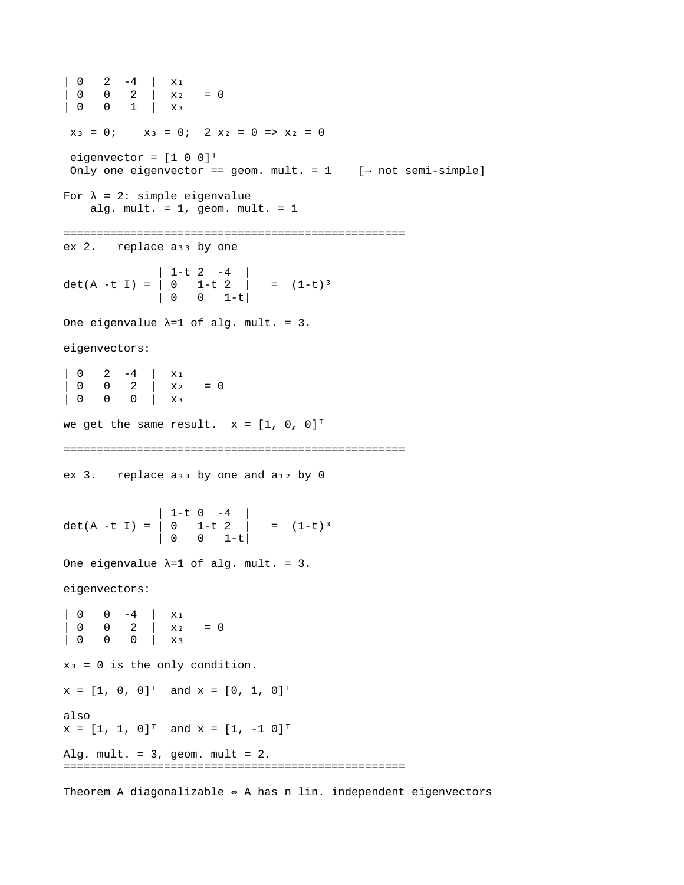$$\begin{vmatrix} 0 & 2 & -4 \\ 0 & 0 & 2 \\ 0 & 0 & 1 \end{vmatrix} \begin{matrix} x_1 \\ x_2 \\ x_3 \end{matrix} = 0$$

$x_3 = 0$; $x_3 = 0$; $2 x_2 = 0 \Rightarrow x_2 = 0$

eigenvector = $[1\ 0\ 0]^T$
Only one eigenvector == geom. mult. = 1 [→ not semi-simple]

For $\lambda = 2$: simple eigenvalue
alg. mult. = 1, geom. mult. = 1

---

ex 2. replace $a_{33}$ by one

$$\det(A - t I) = \begin{vmatrix} 1-t & 2 & -4 \\ 0 & 1-t & 2 \\ 0 & 0 & 1-t \end{vmatrix} = (1-t)^3$$

One eigenvalue $\lambda=1$ of alg. mult. = 3.

eigenvectors:

$$\begin{vmatrix} 0 & 2 & -4 \\ 0 & 0 & 2 \\ 0 & 0 & 0 \end{vmatrix} \begin{matrix} x_1 \\ x_2 \\ x_3 \end{matrix} = 0$$

we get the same result. $x = [1, 0, 0]^T$

---

ex 3. replace $a_{33}$ by one and $a_{12}$ by 0

$$\det(A - t I) = \begin{vmatrix} 1-t & 0 & -4 \\ 0 & 1-t & 2 \\ 0 & 0 & 1-t \end{vmatrix} = (1-t)^3$$

One eigenvalue $\lambda=1$ of alg. mult. = 3.

eigenvectors:

$$\begin{vmatrix} 0 & 0 & -4 \\ 0 & 0 & 2 \\ 0 & 0 & 0 \end{vmatrix} \begin{matrix} x_1 \\ x_2 \\ x_3 \end{matrix} = 0$$

$x_3 = 0$ is the only condition.

$x = [1, 0, 0]^T$ and $x = [0, 1, 0]^T$

also
$x = [1, 1, 0]^T$ and $x = [1, -1\ 0]^T$

Alg. mult. = 3, geom. mult = 2.

---

Theorem A diagonalizable ⇔ A has n lin. independent eigenvectors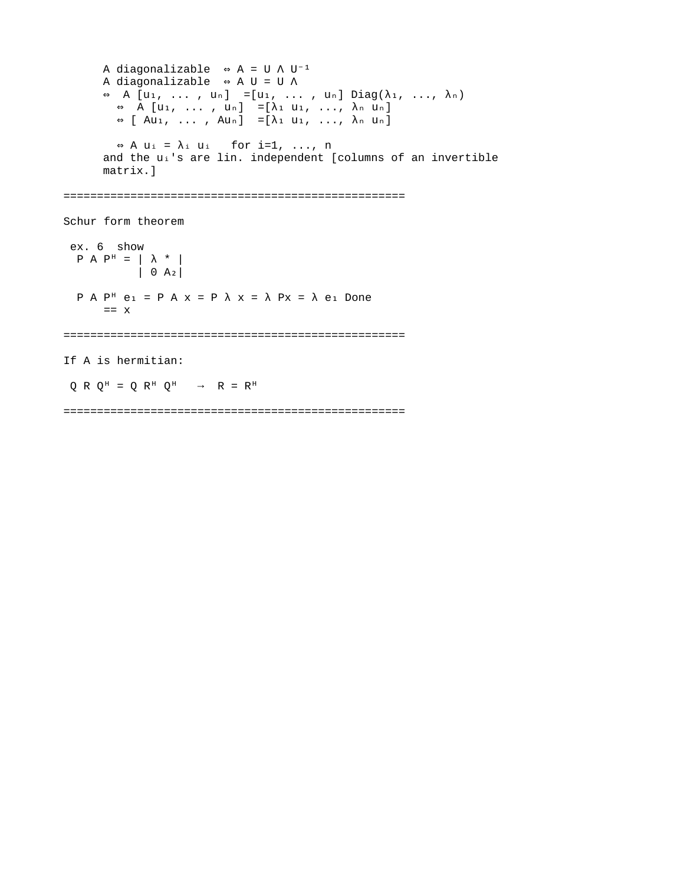$A$ diagonalizable $\Leftrightarrow A = U \Lambda U^{-1}$

$A$ diagonalizable $\Leftrightarrow A U = U \Lambda$

$\Leftrightarrow A [u_1, \ldots , u_n] = [u_1, \ldots , u_n] \, \mathrm{Diag}(\lambda_1, \ldots, \lambda_n)$

$\Leftrightarrow A [u_1, \ldots , u_n] = [\lambda_1 u_1, \ldots, \lambda_n u_n]$

$\Leftrightarrow [ Au_1, \ldots , Au_n] = [\lambda_1 u_1, \ldots, \lambda_n u_n]$

$\Leftrightarrow A u_i = \lambda_i u_i$ for $i=1, \ldots, n$

and the $u_i$'s are lin. independent [columns of an invertible matrix.]

==================================================

Schur form theorem

ex. 6 show

$$P A P^H = \begin{vmatrix} \lambda & * \\ 0 & A_2 \end{vmatrix}$$

$P A P^H e_1 = P A x = P \lambda x = \lambda Px = \lambda e_1$ Done

$== x$

==================================================

If A is hermitian:

$Q R Q^H = Q R^H Q^H \rightarrow R = R^H$

==================================================